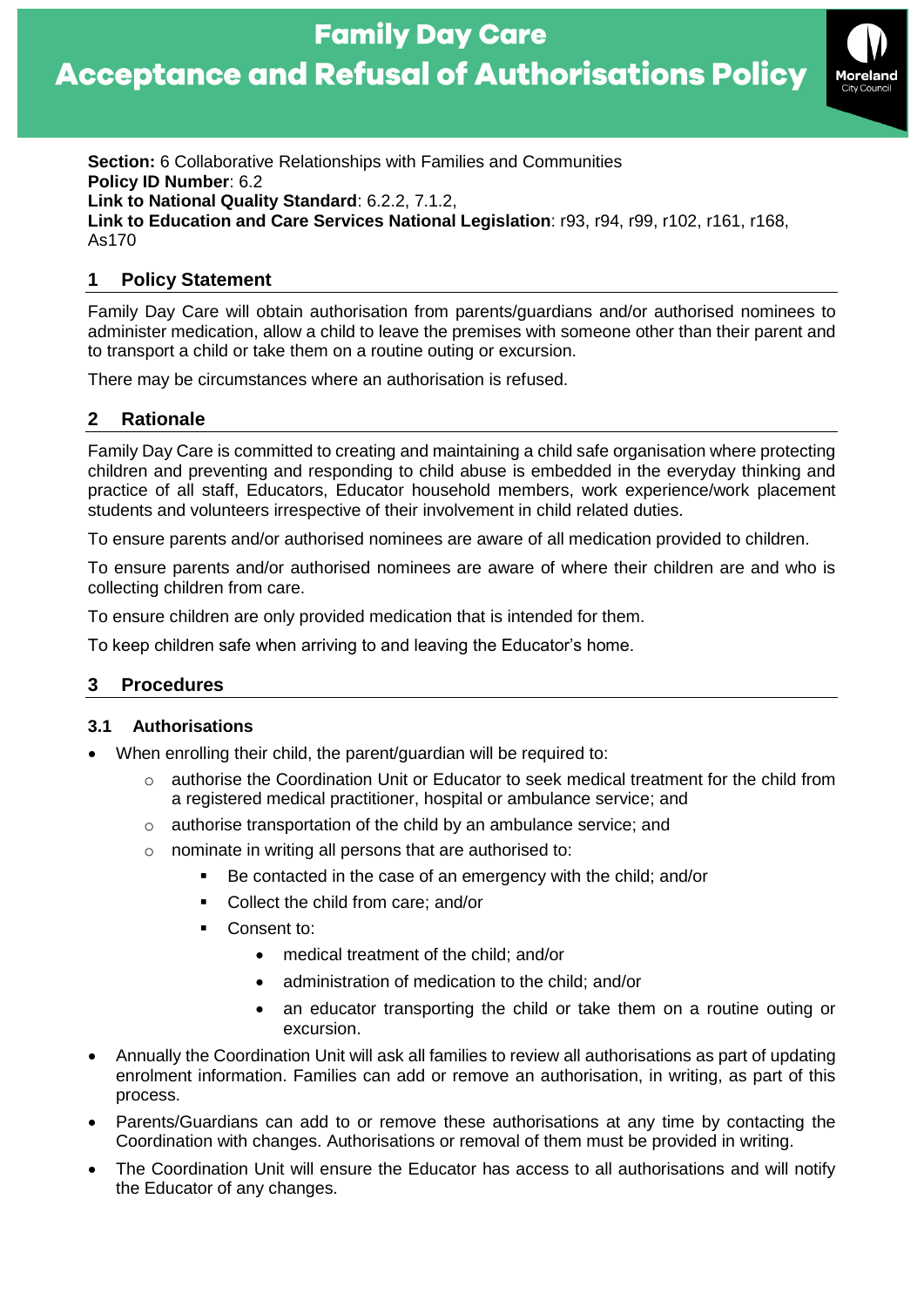# Family Day Care

# Acceptance and Refusal of Authorisations Policy

**Section:** 6 Collaborative Relationships with Families and Communities
**Policy ID Number**: 6.2
**Link to National Quality Standard**: 6.2.2, 7.1.2,
**Link to Education and Care Services National Legislation**: r93, r94, r99, r102, r161, r168, As170

## 1 Policy Statement

Family Day Care will obtain authorisation from parents/guardians and/or authorised nominees to administer medication, allow a child to leave the premises with someone other than their parent and to transport a child or take them on a routine outing or excursion.

There may be circumstances where an authorisation is refused.

## 2 Rationale

Family Day Care is committed to creating and maintaining a child safe organisation where protecting children and preventing and responding to child abuse is embedded in the everyday thinking and practice of all staff, Educators, Educator household members, work experience/work placement students and volunteers irrespective of their involvement in child related duties.

To ensure parents and/or authorised nominees are aware of all medication provided to children.

To ensure parents and/or authorised nominees are aware of where their children are and who is collecting children from care.

To ensure children are only provided medication that is intended for them.

To keep children safe when arriving to and leaving the Educator's home.

## 3 Procedures

### 3.1 Authorisations

- When enrolling their child, the parent/guardian will be required to:
  - authorise the Coordination Unit or Educator to seek medical treatment for the child from a registered medical practitioner, hospital or ambulance service; and
  - authorise transportation of the child by an ambulance service; and
  - nominate in writing all persons that are authorised to:
    - Be contacted in the case of an emergency with the child; and/or
    - Collect the child from care; and/or
    - Consent to:
      - medical treatment of the child; and/or
      - administration of medication to the child; and/or
      - an educator transporting the child or take them on a routine outing or excursion.
- Annually the Coordination Unit will ask all families to review all authorisations as part of updating enrolment information. Families can add or remove an authorisation, in writing, as part of this process.
- Parents/Guardians can add to or remove these authorisations at any time by contacting the Coordination with changes. Authorisations or removal of them must be provided in writing.
- The Coordination Unit will ensure the Educator has access to all authorisations and will notify the Educator of any changes.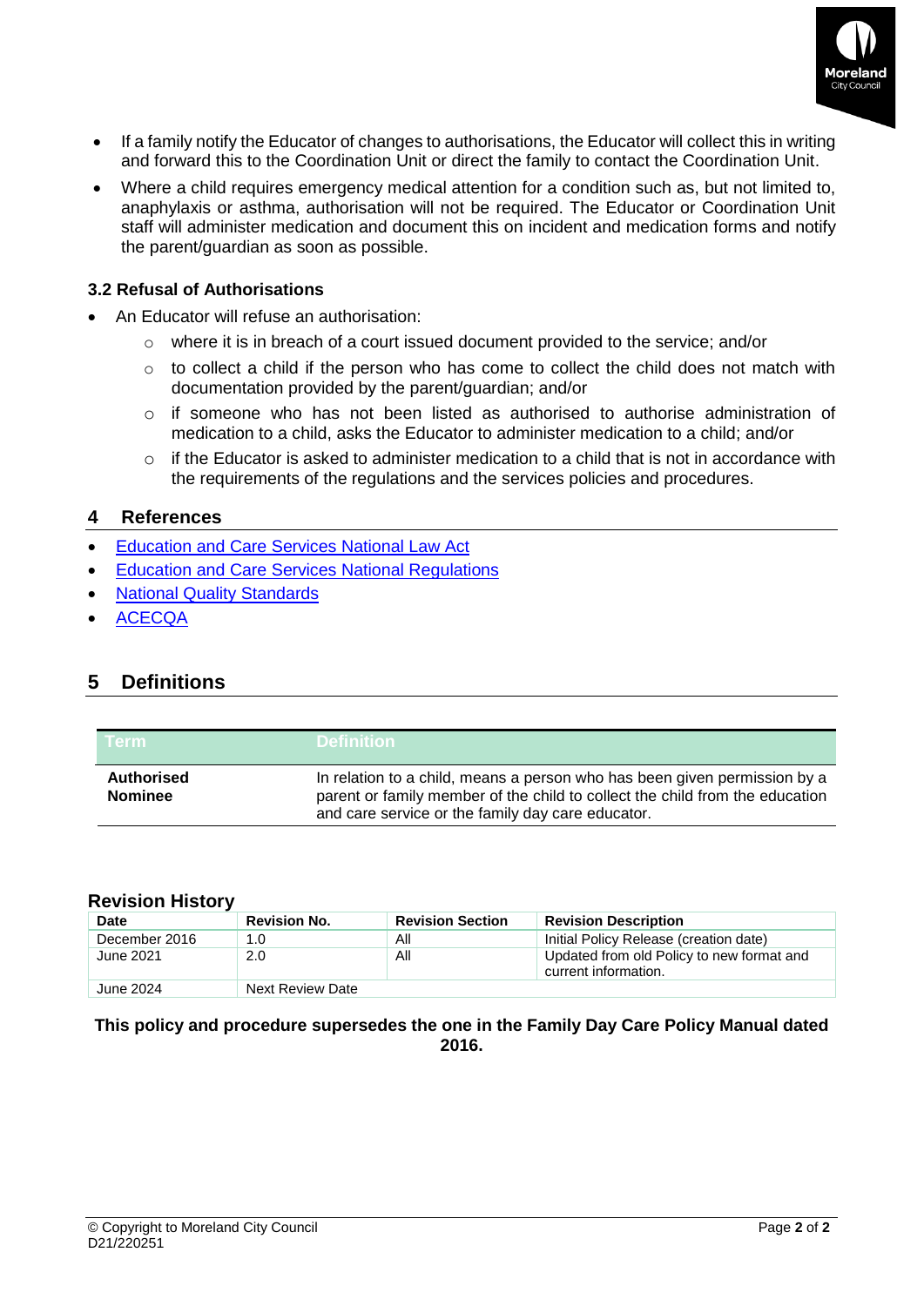- If a family notify the Educator of changes to authorisations, the Educator will collect this in writing and forward this to the Coordination Unit or direct the family to contact the Coordination Unit.
- Where a child requires emergency medical attention for a condition such as, but not limited to, anaphylaxis or asthma, authorisation will not be required. The Educator or Coordination Unit staff will administer medication and document this on incident and medication forms and notify the parent/guardian as soon as possible.

### 3.2 Refusal of Authorisations

- An Educator will refuse an authorisation:
  - where it is in breach of a court issued document provided to the service; and/or
  - to collect a child if the person who has come to collect the child does not match with documentation provided by the parent/guardian; and/or
  - if someone who has not been listed as authorised to authorise administration of medication to a child, asks the Educator to administer medication to a child; and/or
  - if the Educator is asked to administer medication to a child that is not in accordance with the requirements of the regulations and the services policies and procedures.

## 4 References

- Education and Care Services National Law Act
- Education and Care Services National Regulations
- National Quality Standards
- ACECQA

## 5 Definitions

| Term | Definition |
|---|---|
| **Authorised Nominee** | In relation to a child, means a person who has been given permission by a parent or family member of the child to collect the child from the education and care service or the family day care educator. |

### Revision History

| Date | Revision No. | Revision Section | Revision Description |
|---|---|---|---|
| December 2016 | 1.0 | All | Initial Policy Release (creation date) |
| June 2021 | 2.0 | All | Updated from old Policy to new format and current information. |
| June 2024 | Next Review Date | | |

**This policy and procedure supersedes the one in the Family Day Care Policy Manual dated 2016.**

© Copyright to Moreland City Council
D21/220251